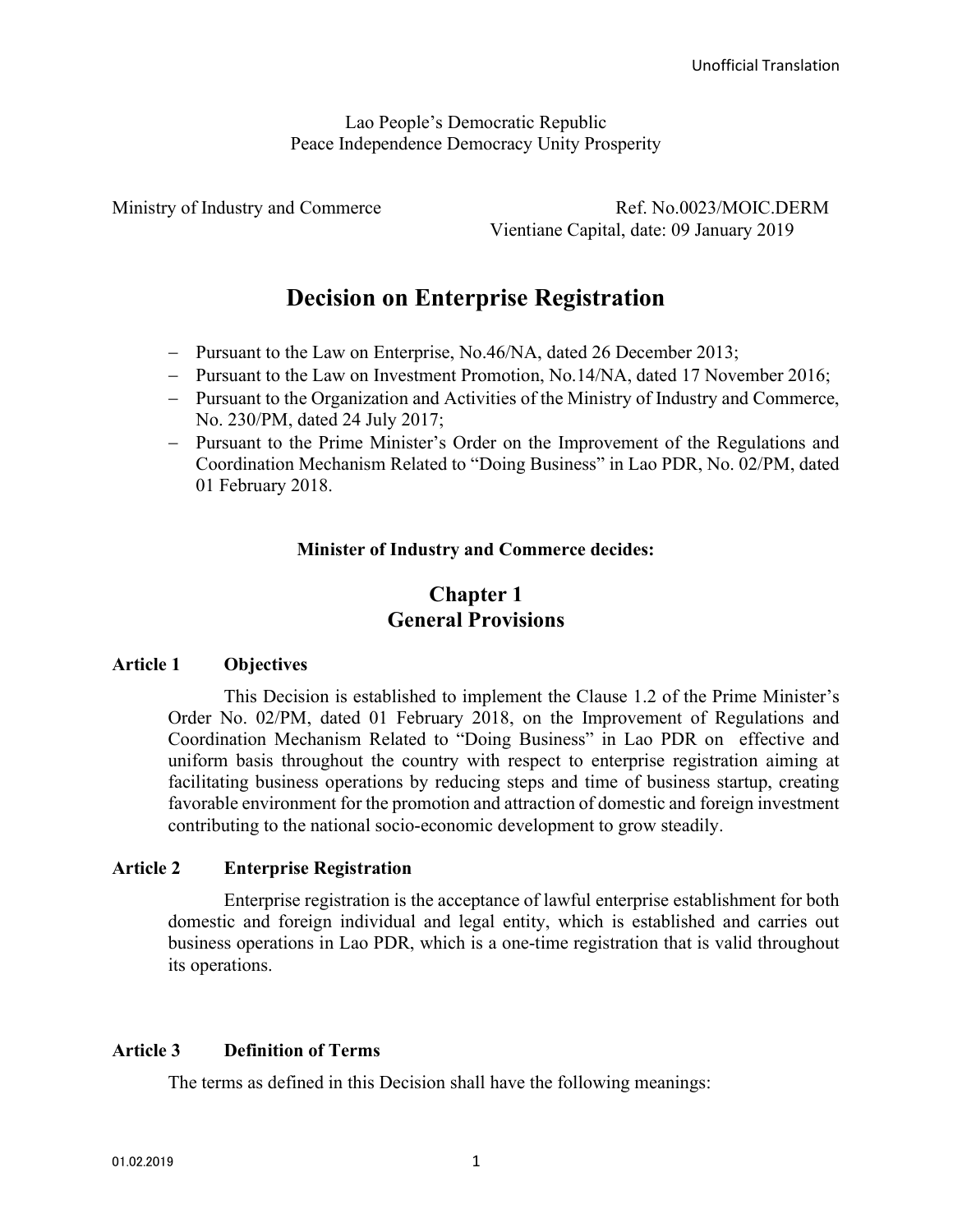Lao People's Democratic Republic
Peace Independence Democracy Unity Prosperity

Ministry of Industry and Commerce — Ref. No.0023/MOIC.DERM
Vientiane Capital, date: 09 January 2019

# Decision on Enterprise Registration

- Pursuant to the Law on Enterprise, No.46/NA, dated 26 December 2013;
- Pursuant to the Law on Investment Promotion, No.14/NA, dated 17 November 2016;
- Pursuant to the Organization and Activities of the Ministry of Industry and Commerce, No. 230/PM, dated 24 July 2017;
- Pursuant to the Prime Minister's Order on the Improvement of the Regulations and Coordination Mechanism Related to "Doing Business" in Lao PDR, No. 02/PM, dated 01 February 2018.

**Minister of Industry and Commerce decides:**

## Chapter 1
## General Provisions

### Article 1 Objectives

This Decision is established to implement the Clause 1.2 of the Prime Minister's Order No. 02/PM, dated 01 February 2018, on the Improvement of Regulations and Coordination Mechanism Related to "Doing Business" in Lao PDR on effective and uniform basis throughout the country with respect to enterprise registration aiming at facilitating business operations by reducing steps and time of business startup, creating favorable environment for the promotion and attraction of domestic and foreign investment contributing to the national socio-economic development to grow steadily.

### Article 2 Enterprise Registration

Enterprise registration is the acceptance of lawful enterprise establishment for both domestic and foreign individual and legal entity, which is established and carries out business operations in Lao PDR, which is a one-time registration that is valid throughout its operations.

### Article 3 Definition of Terms

The terms as defined in this Decision shall have the following meanings: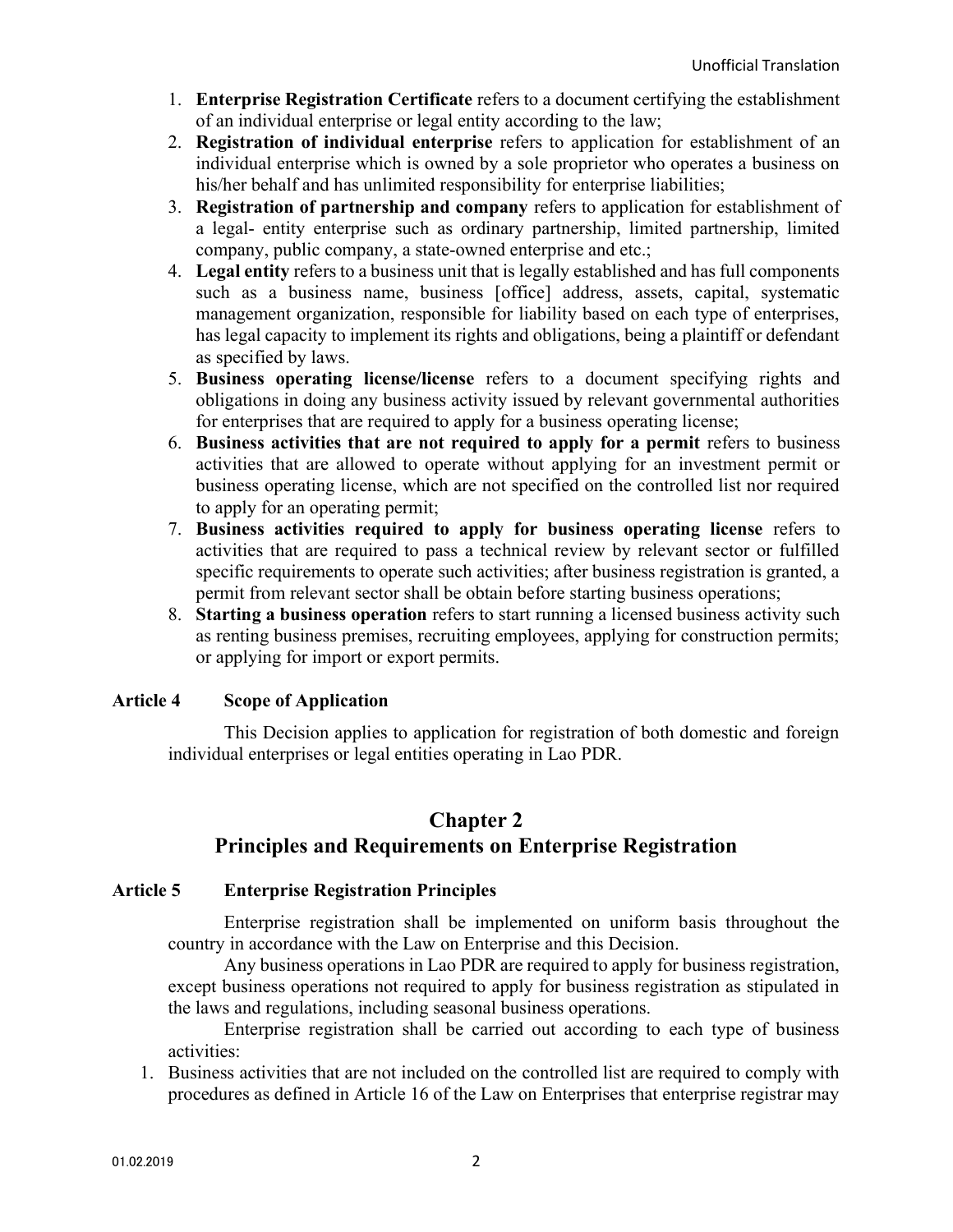1. **Enterprise Registration Certificate** refers to a document certifying the establishment of an individual enterprise or legal entity according to the law;
2. **Registration of individual enterprise** refers to application for establishment of an individual enterprise which is owned by a sole proprietor who operates a business on his/her behalf and has unlimited responsibility for enterprise liabilities;
3. **Registration of partnership and company** refers to application for establishment of a legal- entity enterprise such as ordinary partnership, limited partnership, limited company, public company, a state-owned enterprise and etc.;
4. **Legal entity** refers to a business unit that is legally established and has full components such as a business name, business [office] address, assets, capital, systematic management organization, responsible for liability based on each type of enterprises, has legal capacity to implement its rights and obligations, being a plaintiff or defendant as specified by laws.
5. **Business operating license/license** refers to a document specifying rights and obligations in doing any business activity issued by relevant governmental authorities for enterprises that are required to apply for a business operating license;
6. **Business activities that are not required to apply for a permit** refers to business activities that are allowed to operate without applying for an investment permit or business operating license, which are not specified on the controlled list nor required to apply for an operating permit;
7. **Business activities required to apply for business operating license** refers to activities that are required to pass a technical review by relevant sector or fulfilled specific requirements to operate such activities; after business registration is granted, a permit from relevant sector shall be obtain before starting business operations;
8. **Starting a business operation** refers to start running a licensed business activity such as renting business premises, recruiting employees, applying for construction permits; or applying for import or export permits.

### Article 4 Scope of Application

This Decision applies to application for registration of both domestic and foreign individual enterprises or legal entities operating in Lao PDR.

## Chapter 2
## Principles and Requirements on Enterprise Registration

### Article 5 Enterprise Registration Principles

Enterprise registration shall be implemented on uniform basis throughout the country in accordance with the Law on Enterprise and this Decision.

Any business operations in Lao PDR are required to apply for business registration, except business operations not required to apply for business registration as stipulated in the laws and regulations, including seasonal business operations.

Enterprise registration shall be carried out according to each type of business activities:

1. Business activities that are not included on the controlled list are required to comply with procedures as defined in Article 16 of the Law on Enterprises that enterprise registrar may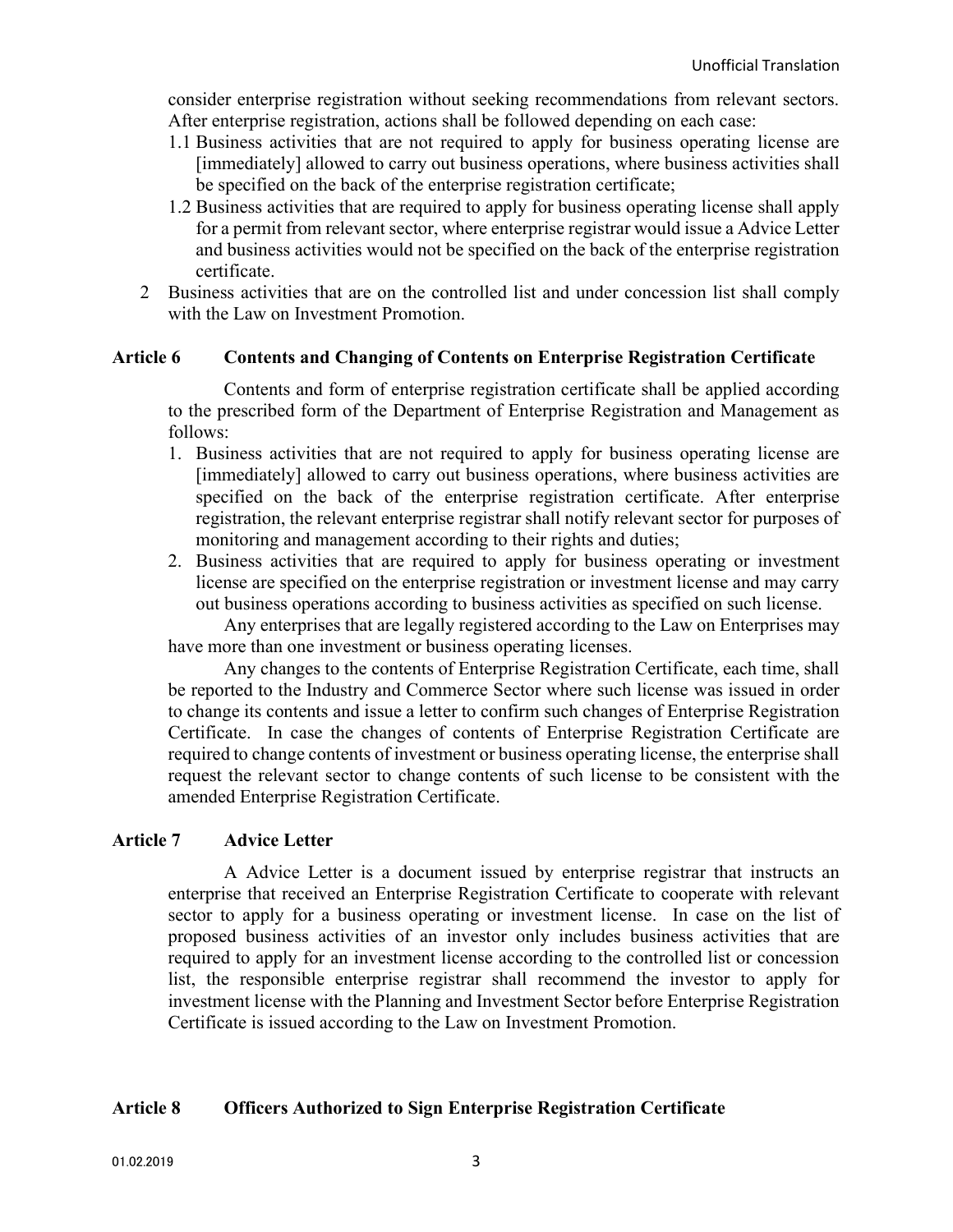consider enterprise registration without seeking recommendations from relevant sectors. After enterprise registration, actions shall be followed depending on each case:

1.1 Business activities that are not required to apply for business operating license are [immediately] allowed to carry out business operations, where business activities shall be specified on the back of the enterprise registration certificate;

1.2 Business activities that are required to apply for business operating license shall apply for a permit from relevant sector, where enterprise registrar would issue a Advice Letter and business activities would not be specified on the back of the enterprise registration certificate.

2 Business activities that are on the controlled list and under concession list shall comply with the Law on Investment Promotion.

### Article 6 Contents and Changing of Contents on Enterprise Registration Certificate

Contents and form of enterprise registration certificate shall be applied according to the prescribed form of the Department of Enterprise Registration and Management as follows:

1. Business activities that are not required to apply for business operating license are [immediately] allowed to carry out business operations, where business activities are specified on the back of the enterprise registration certificate. After enterprise registration, the relevant enterprise registrar shall notify relevant sector for purposes of monitoring and management according to their rights and duties;
2. Business activities that are required to apply for business operating or investment license are specified on the enterprise registration or investment license and may carry out business operations according to business activities as specified on such license.

Any enterprises that are legally registered according to the Law on Enterprises may have more than one investment or business operating licenses.

Any changes to the contents of Enterprise Registration Certificate, each time, shall be reported to the Industry and Commerce Sector where such license was issued in order to change its contents and issue a letter to confirm such changes of Enterprise Registration Certificate. In case the changes of contents of Enterprise Registration Certificate are required to change contents of investment or business operating license, the enterprise shall request the relevant sector to change contents of such license to be consistent with the amended Enterprise Registration Certificate.

### Article 7 Advice Letter

A Advice Letter is a document issued by enterprise registrar that instructs an enterprise that received an Enterprise Registration Certificate to cooperate with relevant sector to apply for a business operating or investment license. In case on the list of proposed business activities of an investor only includes business activities that are required to apply for an investment license according to the controlled list or concession list, the responsible enterprise registrar shall recommend the investor to apply for investment license with the Planning and Investment Sector before Enterprise Registration Certificate is issued according to the Law on Investment Promotion.

### Article 8 Officers Authorized to Sign Enterprise Registration Certificate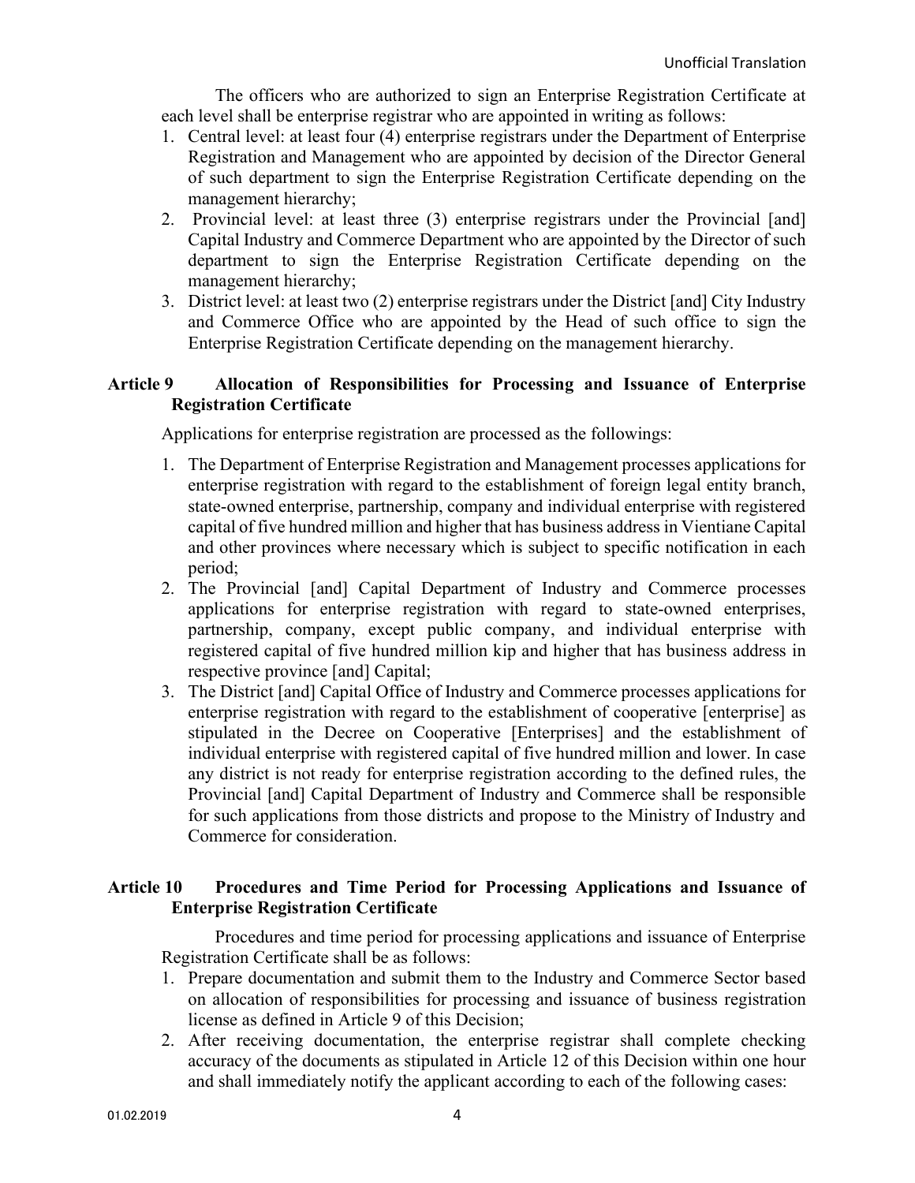The officers who are authorized to sign an Enterprise Registration Certificate at each level shall be enterprise registrar who are appointed in writing as follows:

1. Central level: at least four (4) enterprise registrars under the Department of Enterprise Registration and Management who are appointed by decision of the Director General of such department to sign the Enterprise Registration Certificate depending on the management hierarchy;
2. Provincial level: at least three (3) enterprise registrars under the Provincial [and] Capital Industry and Commerce Department who are appointed by the Director of such department to sign the Enterprise Registration Certificate depending on the management hierarchy;
3. District level: at least two (2) enterprise registrars under the District [and] City Industry and Commerce Office who are appointed by the Head of such office to sign the Enterprise Registration Certificate depending on the management hierarchy.

### Article 9 Allocation of Responsibilities for Processing and Issuance of Enterprise Registration Certificate

Applications for enterprise registration are processed as the followings:

1. The Department of Enterprise Registration and Management processes applications for enterprise registration with regard to the establishment of foreign legal entity branch, state-owned enterprise, partnership, company and individual enterprise with registered capital of five hundred million and higher that has business address in Vientiane Capital and other provinces where necessary which is subject to specific notification in each period;
2. The Provincial [and] Capital Department of Industry and Commerce processes applications for enterprise registration with regard to state-owned enterprises, partnership, company, except public company, and individual enterprise with registered capital of five hundred million kip and higher that has business address in respective province [and] Capital;
3. The District [and] Capital Office of Industry and Commerce processes applications for enterprise registration with regard to the establishment of cooperative [enterprise] as stipulated in the Decree on Cooperative [Enterprises] and the establishment of individual enterprise with registered capital of five hundred million and lower. In case any district is not ready for enterprise registration according to the defined rules, the Provincial [and] Capital Department of Industry and Commerce shall be responsible for such applications from those districts and propose to the Ministry of Industry and Commerce for consideration.

### Article 10 Procedures and Time Period for Processing Applications and Issuance of Enterprise Registration Certificate

Procedures and time period for processing applications and issuance of Enterprise Registration Certificate shall be as follows:

1. Prepare documentation and submit them to the Industry and Commerce Sector based on allocation of responsibilities for processing and issuance of business registration license as defined in Article 9 of this Decision;
2. After receiving documentation, the enterprise registrar shall complete checking accuracy of the documents as stipulated in Article 12 of this Decision within one hour and shall immediately notify the applicant according to each of the following cases: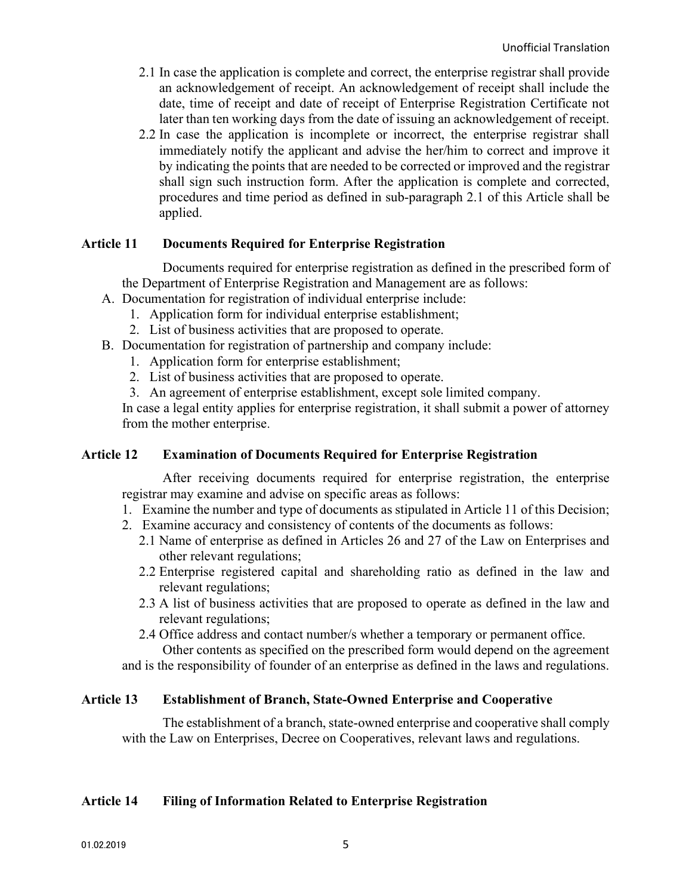2.1 In case the application is complete and correct, the enterprise registrar shall provide an acknowledgement of receipt. An acknowledgement of receipt shall include the date, time of receipt and date of receipt of Enterprise Registration Certificate not later than ten working days from the date of issuing an acknowledgement of receipt.

2.2 In case the application is incomplete or incorrect, the enterprise registrar shall immediately notify the applicant and advise the her/him to correct and improve it by indicating the points that are needed to be corrected or improved and the registrar shall sign such instruction form. After the application is complete and corrected, procedures and time period as defined in sub-paragraph 2.1 of this Article shall be applied.

### Article 11 Documents Required for Enterprise Registration

Documents required for enterprise registration as defined in the prescribed form of the Department of Enterprise Registration and Management are as follows:

A. Documentation for registration of individual enterprise include:
   1. Application form for individual enterprise establishment;
   2. List of business activities that are proposed to operate.

B. Documentation for registration of partnership and company include:
   1. Application form for enterprise establishment;
   2. List of business activities that are proposed to operate.
   3. An agreement of enterprise establishment, except sole limited company.

In case a legal entity applies for enterprise registration, it shall submit a power of attorney from the mother enterprise.

### Article 12 Examination of Documents Required for Enterprise Registration

After receiving documents required for enterprise registration, the enterprise registrar may examine and advise on specific areas as follows:

1. Examine the number and type of documents as stipulated in Article 11 of this Decision;
2. Examine accuracy and consistency of contents of the documents as follows:
   2.1 Name of enterprise as defined in Articles 26 and 27 of the Law on Enterprises and other relevant regulations;
   2.2 Enterprise registered capital and shareholding ratio as defined in the law and relevant regulations;
   2.3 A list of business activities that are proposed to operate as defined in the law and relevant regulations;
   2.4 Office address and contact number/s whether a temporary or permanent office.

Other contents as specified on the prescribed form would depend on the agreement and is the responsibility of founder of an enterprise as defined in the laws and regulations.

### Article 13 Establishment of Branch, State-Owned Enterprise and Cooperative

The establishment of a branch, state-owned enterprise and cooperative shall comply with the Law on Enterprises, Decree on Cooperatives, relevant laws and regulations.

### Article 14 Filing of Information Related to Enterprise Registration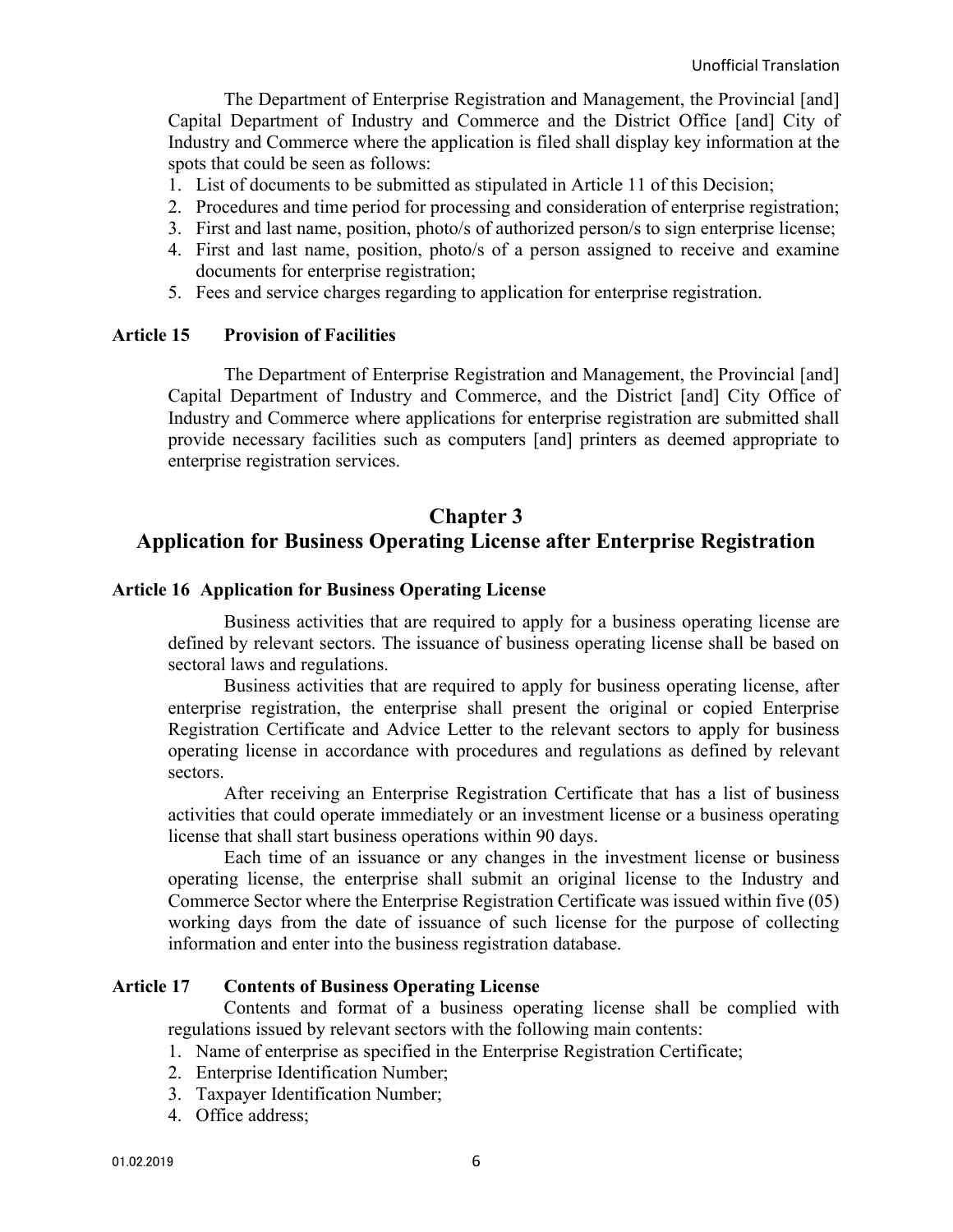The Department of Enterprise Registration and Management, the Provincial [and] Capital Department of Industry and Commerce and the District Office [and] City of Industry and Commerce where the application is filed shall display key information at the spots that could be seen as follows:

1. List of documents to be submitted as stipulated in Article 11 of this Decision;
2. Procedures and time period for processing and consideration of enterprise registration;
3. First and last name, position, photo/s of authorized person/s to sign enterprise license;
4. First and last name, position, photo/s of a person assigned to receive and examine documents for enterprise registration;
5. Fees and service charges regarding to application for enterprise registration.

### Article 15 Provision of Facilities

The Department of Enterprise Registration and Management, the Provincial [and] Capital Department of Industry and Commerce, and the District [and] City Office of Industry and Commerce where applications for enterprise registration are submitted shall provide necessary facilities such as computers [and] printers as deemed appropriate to enterprise registration services.

## Chapter 3
## Application for Business Operating License after Enterprise Registration

### Article 16 Application for Business Operating License

Business activities that are required to apply for a business operating license are defined by relevant sectors. The issuance of business operating license shall be based on sectoral laws and regulations.

Business activities that are required to apply for business operating license, after enterprise registration, the enterprise shall present the original or copied Enterprise Registration Certificate and Advice Letter to the relevant sectors to apply for business operating license in accordance with procedures and regulations as defined by relevant sectors.

After receiving an Enterprise Registration Certificate that has a list of business activities that could operate immediately or an investment license or a business operating license that shall start business operations within 90 days.

Each time of an issuance or any changes in the investment license or business operating license, the enterprise shall submit an original license to the Industry and Commerce Sector where the Enterprise Registration Certificate was issued within five (05) working days from the date of issuance of such license for the purpose of collecting information and enter into the business registration database.

### Article 17 Contents of Business Operating License

Contents and format of a business operating license shall be complied with regulations issued by relevant sectors with the following main contents:

1. Name of enterprise as specified in the Enterprise Registration Certificate;
2. Enterprise Identification Number;
3. Taxpayer Identification Number;
4. Office address;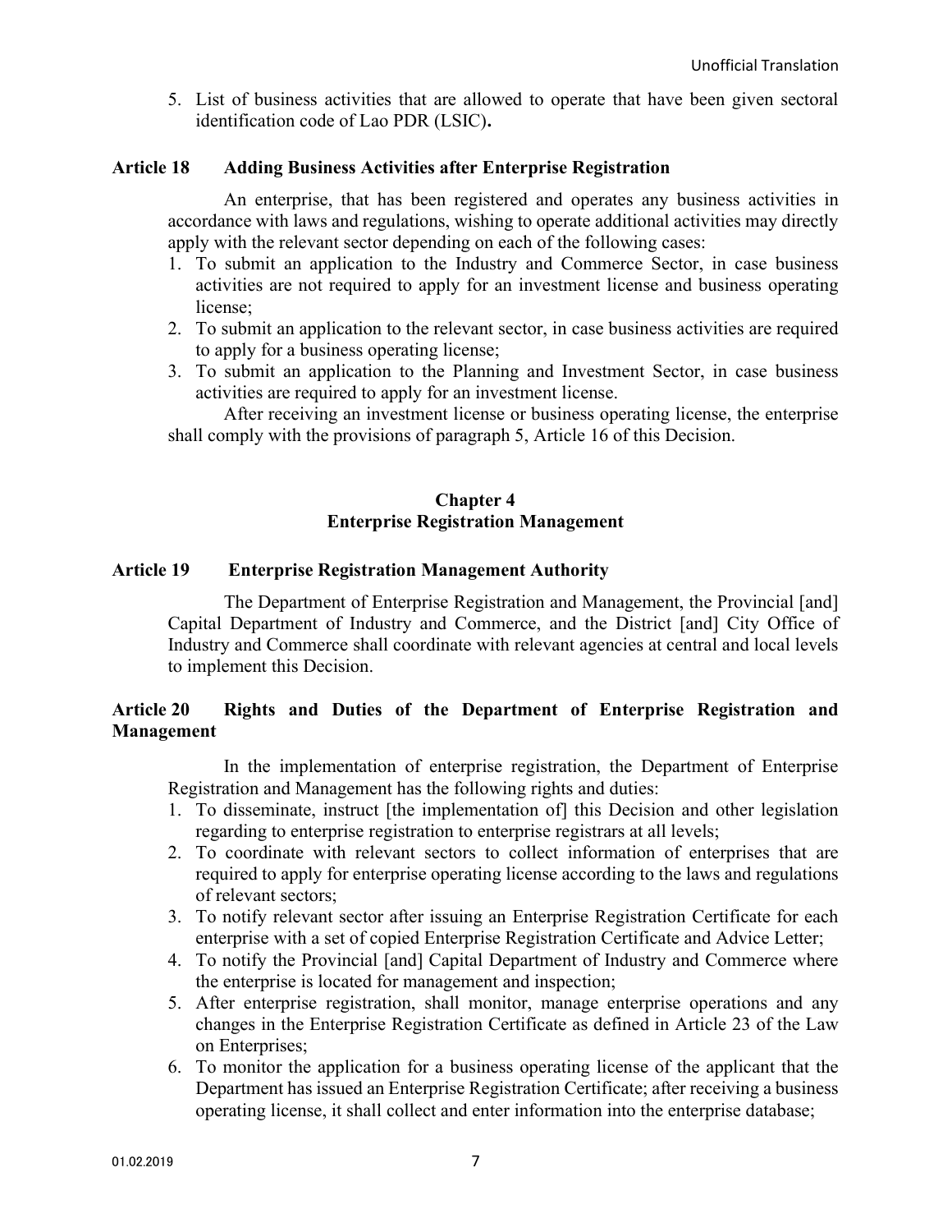5. List of business activities that are allowed to operate that have been given sectoral identification code of Lao PDR (LSIC).

### Article 18 Adding Business Activities after Enterprise Registration

An enterprise, that has been registered and operates any business activities in accordance with laws and regulations, wishing to operate additional activities may directly apply with the relevant sector depending on each of the following cases:

1. To submit an application to the Industry and Commerce Sector, in case business activities are not required to apply for an investment license and business operating license;
2. To submit an application to the relevant sector, in case business activities are required to apply for a business operating license;
3. To submit an application to the Planning and Investment Sector, in case business activities are required to apply for an investment license.

After receiving an investment license or business operating license, the enterprise shall comply with the provisions of paragraph 5, Article 16 of this Decision.

## Chapter 4
## Enterprise Registration Management

### Article 19 Enterprise Registration Management Authority

The Department of Enterprise Registration and Management, the Provincial [and] Capital Department of Industry and Commerce, and the District [and] City Office of Industry and Commerce shall coordinate with relevant agencies at central and local levels to implement this Decision.

### Article 20 Rights and Duties of the Department of Enterprise Registration and Management

In the implementation of enterprise registration, the Department of Enterprise Registration and Management has the following rights and duties:

1. To disseminate, instruct [the implementation of] this Decision and other legislation regarding to enterprise registration to enterprise registrars at all levels;
2. To coordinate with relevant sectors to collect information of enterprises that are required to apply for enterprise operating license according to the laws and regulations of relevant sectors;
3. To notify relevant sector after issuing an Enterprise Registration Certificate for each enterprise with a set of copied Enterprise Registration Certificate and Advice Letter;
4. To notify the Provincial [and] Capital Department of Industry and Commerce where the enterprise is located for management and inspection;
5. After enterprise registration, shall monitor, manage enterprise operations and any changes in the Enterprise Registration Certificate as defined in Article 23 of the Law on Enterprises;
6. To monitor the application for a business operating license of the applicant that the Department has issued an Enterprise Registration Certificate; after receiving a business operating license, it shall collect and enter information into the enterprise database;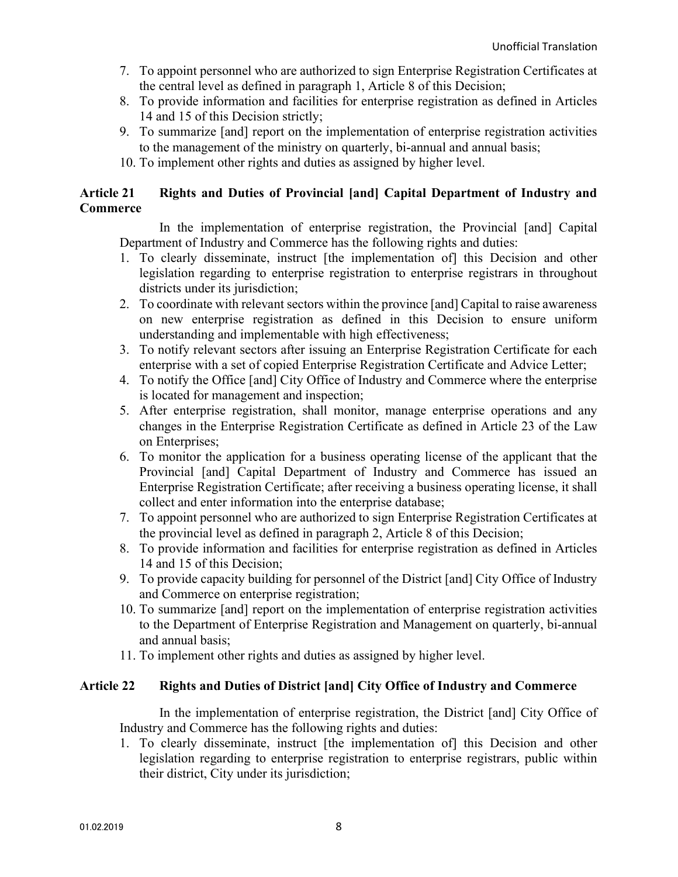7. To appoint personnel who are authorized to sign Enterprise Registration Certificates at the central level as defined in paragraph 1, Article 8 of this Decision;
8. To provide information and facilities for enterprise registration as defined in Articles 14 and 15 of this Decision strictly;
9. To summarize [and] report on the implementation of enterprise registration activities to the management of the ministry on quarterly, bi-annual and annual basis;
10. To implement other rights and duties as assigned by higher level.

### Article 21 Rights and Duties of Provincial [and] Capital Department of Industry and Commerce

In the implementation of enterprise registration, the Provincial [and] Capital Department of Industry and Commerce has the following rights and duties:

1. To clearly disseminate, instruct [the implementation of] this Decision and other legislation regarding to enterprise registration to enterprise registrars in throughout districts under its jurisdiction;
2. To coordinate with relevant sectors within the province [and] Capital to raise awareness on new enterprise registration as defined in this Decision to ensure uniform understanding and implementable with high effectiveness;
3. To notify relevant sectors after issuing an Enterprise Registration Certificate for each enterprise with a set of copied Enterprise Registration Certificate and Advice Letter;
4. To notify the Office [and] City Office of Industry and Commerce where the enterprise is located for management and inspection;
5. After enterprise registration, shall monitor, manage enterprise operations and any changes in the Enterprise Registration Certificate as defined in Article 23 of the Law on Enterprises;
6. To monitor the application for a business operating license of the applicant that the Provincial [and] Capital Department of Industry and Commerce has issued an Enterprise Registration Certificate; after receiving a business operating license, it shall collect and enter information into the enterprise database;
7. To appoint personnel who are authorized to sign Enterprise Registration Certificates at the provincial level as defined in paragraph 2, Article 8 of this Decision;
8. To provide information and facilities for enterprise registration as defined in Articles 14 and 15 of this Decision;
9. To provide capacity building for personnel of the District [and] City Office of Industry and Commerce on enterprise registration;
10. To summarize [and] report on the implementation of enterprise registration activities to the Department of Enterprise Registration and Management on quarterly, bi-annual and annual basis;
11. To implement other rights and duties as assigned by higher level.

### Article 22 Rights and Duties of District [and] City Office of Industry and Commerce

In the implementation of enterprise registration, the District [and] City Office of Industry and Commerce has the following rights and duties:

1. To clearly disseminate, instruct [the implementation of] this Decision and other legislation regarding to enterprise registration to enterprise registrars, public within their district, City under its jurisdiction;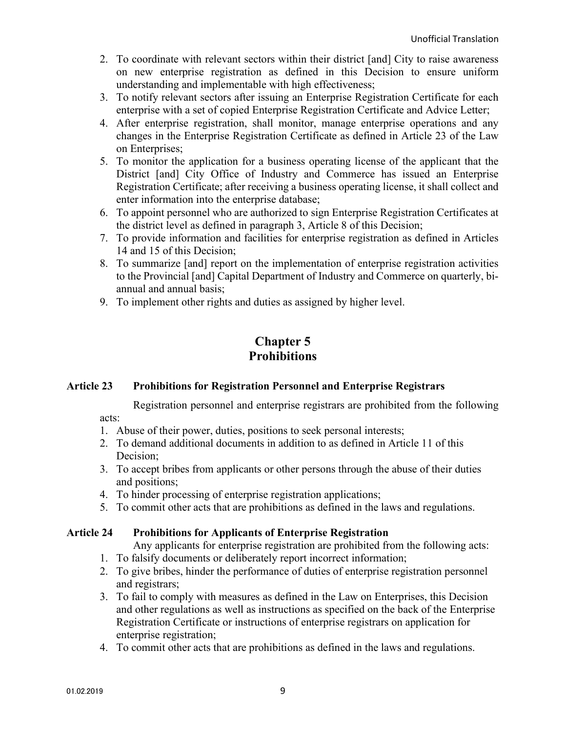2. To coordinate with relevant sectors within their district [and] City to raise awareness on new enterprise registration as defined in this Decision to ensure uniform understanding and implementable with high effectiveness;
3. To notify relevant sectors after issuing an Enterprise Registration Certificate for each enterprise with a set of copied Enterprise Registration Certificate and Advice Letter;
4. After enterprise registration, shall monitor, manage enterprise operations and any changes in the Enterprise Registration Certificate as defined in Article 23 of the Law on Enterprises;
5. To monitor the application for a business operating license of the applicant that the District [and] City Office of Industry and Commerce has issued an Enterprise Registration Certificate; after receiving a business operating license, it shall collect and enter information into the enterprise database;
6. To appoint personnel who are authorized to sign Enterprise Registration Certificates at the district level as defined in paragraph 3, Article 8 of this Decision;
7. To provide information and facilities for enterprise registration as defined in Articles 14 and 15 of this Decision;
8. To summarize [and] report on the implementation of enterprise registration activities to the Provincial [and] Capital Department of Industry and Commerce on quarterly, bi-annual and annual basis;
9. To implement other rights and duties as assigned by higher level.

## Chapter 5
## Prohibitions

### Article 23 Prohibitions for Registration Personnel and Enterprise Registrars

Registration personnel and enterprise registrars are prohibited from the following acts:

1. Abuse of their power, duties, positions to seek personal interests;
2. To demand additional documents in addition to as defined in Article 11 of this Decision;
3. To accept bribes from applicants or other persons through the abuse of their duties and positions;
4. To hinder processing of enterprise registration applications;
5. To commit other acts that are prohibitions as defined in the laws and regulations.

### Article 24 Prohibitions for Applicants of Enterprise Registration

Any applicants for enterprise registration are prohibited from the following acts:

1. To falsify documents or deliberately report incorrect information;
2. To give bribes, hinder the performance of duties of enterprise registration personnel and registrars;
3. To fail to comply with measures as defined in the Law on Enterprises, this Decision and other regulations as well as instructions as specified on the back of the Enterprise Registration Certificate or instructions of enterprise registrars on application for enterprise registration;
4. To commit other acts that are prohibitions as defined in the laws and regulations.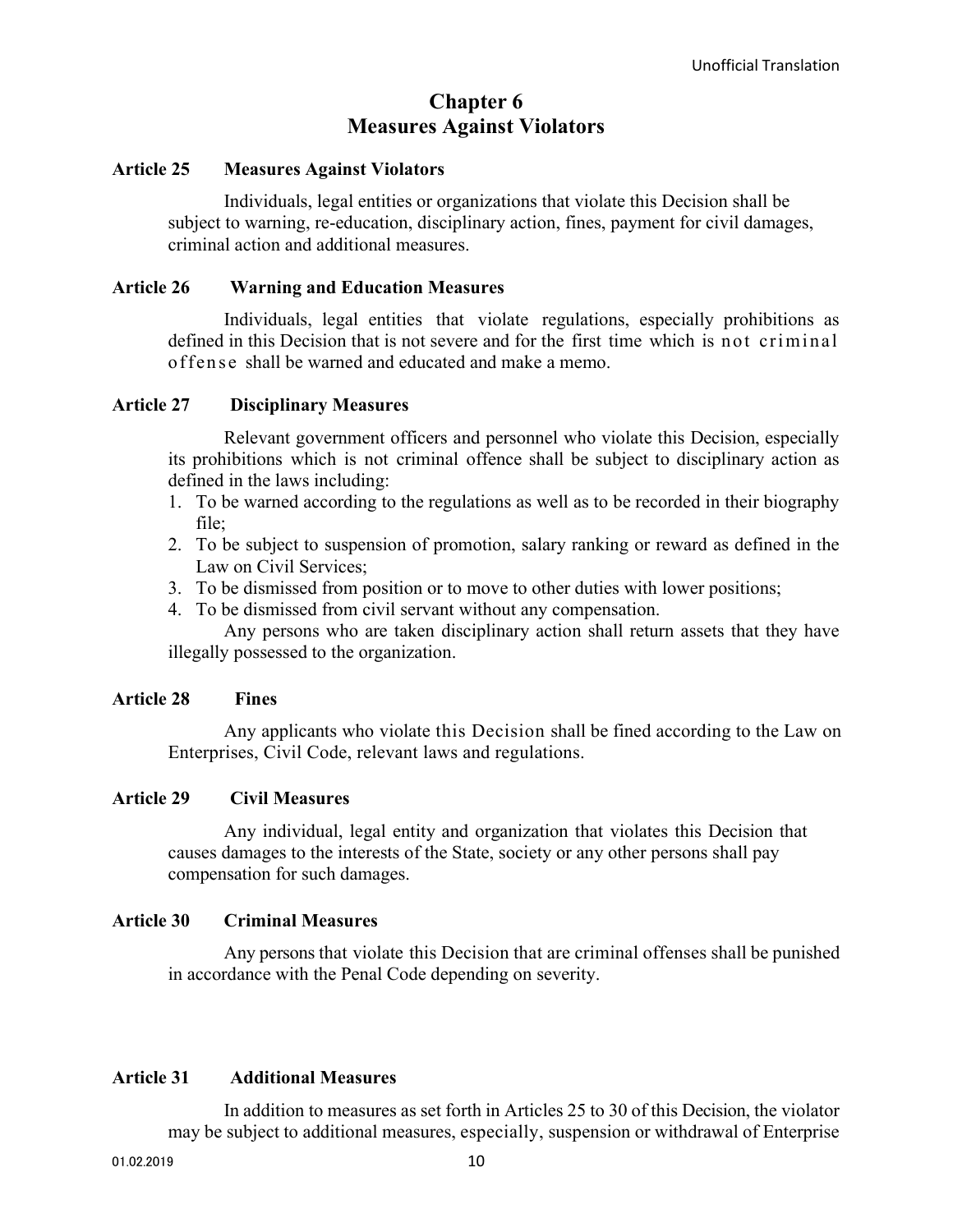## Chapter 6
## Measures Against Violators

**Article 25 Measures Against Violators**

Individuals, legal entities or organizations that violate this Decision shall be subject to warning, re-education, disciplinary action, fines, payment for civil damages, criminal action and additional measures.

**Article 26 Warning and Education Measures**

Individuals, legal entities that violate regulations, especially prohibitions as defined in this Decision that is not severe and for the first time which is not criminal offense shall be warned and educated and make a memo.

**Article 27 Disciplinary Measures**

Relevant government officers and personnel who violate this Decision, especially its prohibitions which is not criminal offence shall be subject to disciplinary action as defined in the laws including:

1. To be warned according to the regulations as well as to be recorded in their biography file;
2. To be subject to suspension of promotion, salary ranking or reward as defined in the Law on Civil Services;
3. To be dismissed from position or to move to other duties with lower positions;
4. To be dismissed from civil servant without any compensation.

Any persons who are taken disciplinary action shall return assets that they have illegally possessed to the organization.

**Article 28 Fines**

Any applicants who violate this Decision shall be fined according to the Law on Enterprises, Civil Code, relevant laws and regulations.

**Article 29 Civil Measures**

Any individual, legal entity and organization that violates this Decision that causes damages to the interests of the State, society or any other persons shall pay compensation for such damages.

**Article 30 Criminal Measures**

Any persons that violate this Decision that are criminal offenses shall be punished in accordance with the Penal Code depending on severity.

**Article 31 Additional Measures**

In addition to measures as set forth in Articles 25 to 30 of this Decision, the violator may be subject to additional measures, especially, suspension or withdrawal of Enterprise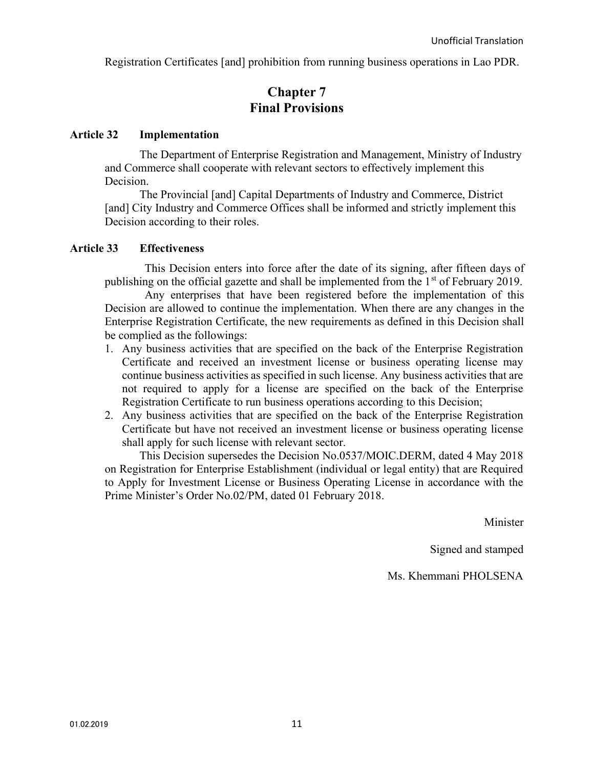Registration Certificates [and] prohibition from running business operations in Lao PDR.

## Chapter 7
## Final Provisions

### Article 32 Implementation

The Department of Enterprise Registration and Management, Ministry of Industry and Commerce shall cooperate with relevant sectors to effectively implement this Decision.

The Provincial [and] Capital Departments of Industry and Commerce, District [and] City Industry and Commerce Offices shall be informed and strictly implement this Decision according to their roles.

### Article 33 Effectiveness

This Decision enters into force after the date of its signing, after fifteen days of publishing on the official gazette and shall be implemented from the 1st of February 2019.

Any enterprises that have been registered before the implementation of this Decision are allowed to continue the implementation. When there are any changes in the Enterprise Registration Certificate, the new requirements as defined in this Decision shall be complied as the followings:

1. Any business activities that are specified on the back of the Enterprise Registration Certificate and received an investment license or business operating license may continue business activities as specified in such license. Any business activities that are not required to apply for a license are specified on the back of the Enterprise Registration Certificate to run business operations according to this Decision;
2. Any business activities that are specified on the back of the Enterprise Registration Certificate but have not received an investment license or business operating license shall apply for such license with relevant sector.

This Decision supersedes the Decision No.0537/MOIC.DERM, dated 4 May 2018 on Registration for Enterprise Establishment (individual or legal entity) that are Required to Apply for Investment License or Business Operating License in accordance with the Prime Minister's Order No.02/PM, dated 01 February 2018.

Minister

Signed and stamped

Ms. Khemmani PHOLSENA